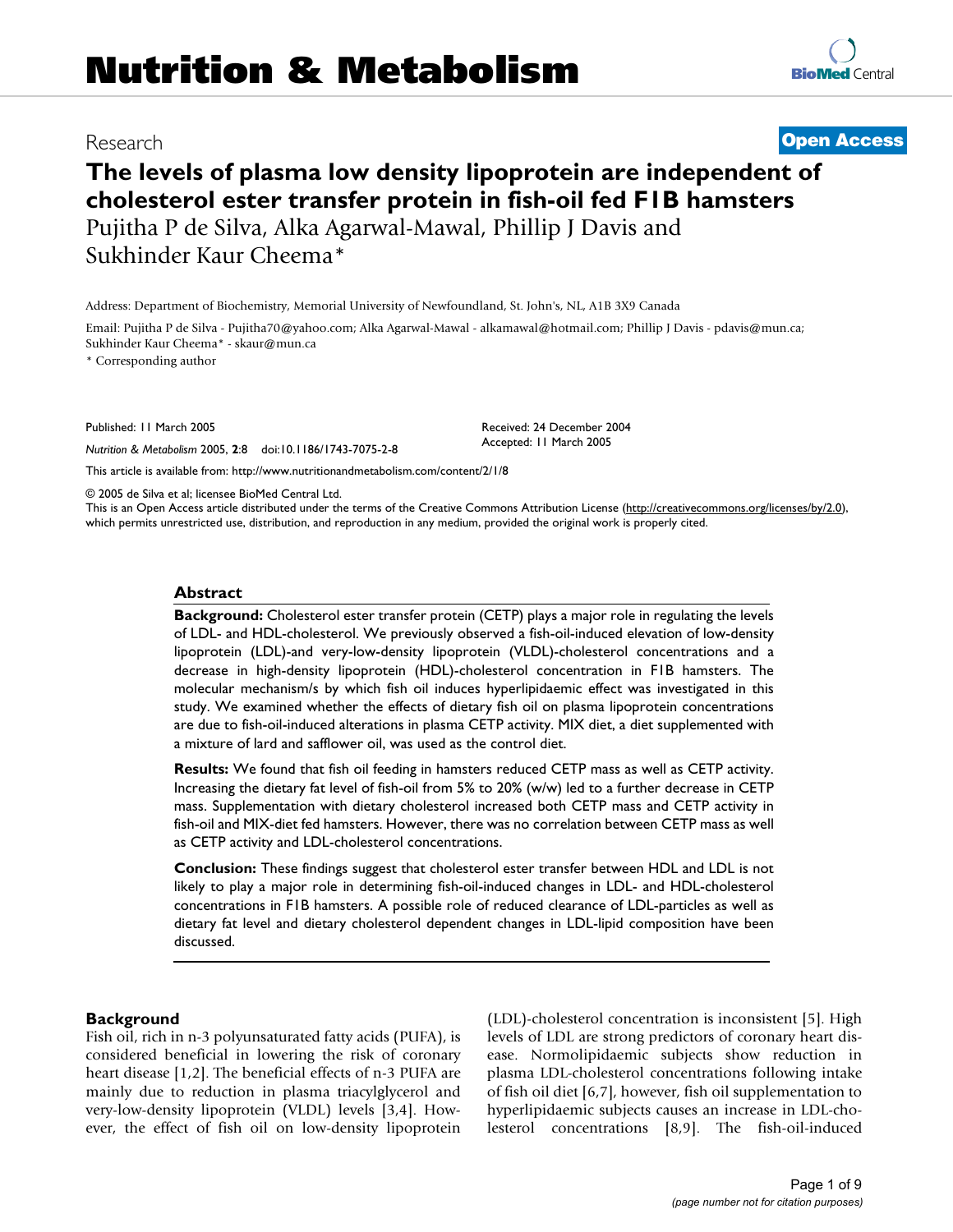# Nutrition & Metabolism

Research | **Open Access**

# The levels of plasma low density lipoprotein are independent of cholesterol ester transfer protein in fish-oil fed F1B hamsters

Pujitha P de Silva, Alka Agarwal-Mawal, Phillip J Davis and Sukhinder Kaur Cheema*

Address: Department of Biochemistry, Memorial University of Newfoundland, St. John's, NL, A1B 3X9 Canada

Email: Pujitha P de Silva - Pujitha70@yahoo.com; Alka Agarwal-Mawal - alkamawal@hotmail.com; Phillip J Davis - pdavis@mun.ca; Sukhinder Kaur Cheema* - skaur@mun.ca

* Corresponding author

Published: 11 March 2005

*Nutrition & Metabolism* 2005, **2**:8 doi:10.1186/1743-7075-2-8

Received: 24 December 2004
Accepted: 11 March 2005

This article is available from: http://www.nutritionandmetabolism.com/content/2/1/8

© 2005 de Silva et al; licensee BioMed Central Ltd.
This is an Open Access article distributed under the terms of the Creative Commons Attribution License (http://creativecommons.org/licenses/by/2.0), which permits unrestricted use, distribution, and reproduction in any medium, provided the original work is properly cited.

## Abstract

**Background:** Cholesterol ester transfer protein (CETP) plays a major role in regulating the levels of LDL- and HDL-cholesterol. We previously observed a fish-oil-induced elevation of low-density lipoprotein (LDL)-and very-low-density lipoprotein (VLDL)-cholesterol concentrations and a decrease in high-density lipoprotein (HDL)-cholesterol concentration in F1B hamsters. The molecular mechanism/s by which fish oil induces hyperlipidaemic effect was investigated in this study. We examined whether the effects of dietary fish oil on plasma lipoprotein concentrations are due to fish-oil-induced alterations in plasma CETP activity. MIX diet, a diet supplemented with a mixture of lard and safflower oil, was used as the control diet.

**Results:** We found that fish oil feeding in hamsters reduced CETP mass as well as CETP activity. Increasing the dietary fat level of fish-oil from 5% to 20% (w/w) led to a further decrease in CETP mass. Supplementation with dietary cholesterol increased both CETP mass and CETP activity in fish-oil and MIX-diet fed hamsters. However, there was no correlation between CETP mass as well as CETP activity and LDL-cholesterol concentrations.

**Conclusion:** These findings suggest that cholesterol ester transfer between HDL and LDL is not likely to play a major role in determining fish-oil-induced changes in LDL- and HDL-cholesterol concentrations in F1B hamsters. A possible role of reduced clearance of LDL-particles as well as dietary fat level and dietary cholesterol dependent changes in LDL-lipid composition have been discussed.

## Background

Fish oil, rich in n-3 polyunsaturated fatty acids (PUFA), is considered beneficial in lowering the risk of coronary heart disease [1,2]. The beneficial effects of n-3 PUFA are mainly due to reduction in plasma triacylglycerol and very-low-density lipoprotein (VLDL) levels [3,4]. However, the effect of fish oil on low-density lipoprotein (LDL)-cholesterol concentration is inconsistent [5]. High levels of LDL are strong predictors of coronary heart disease. Normolipidaemic subjects show reduction in plasma LDL-cholesterol concentrations following intake of fish oil diet [6,7], however, fish oil supplementation to hyperlipidaemic subjects causes an increase in LDL-cholesterol concentrations [8,9]. The fish-oil-induced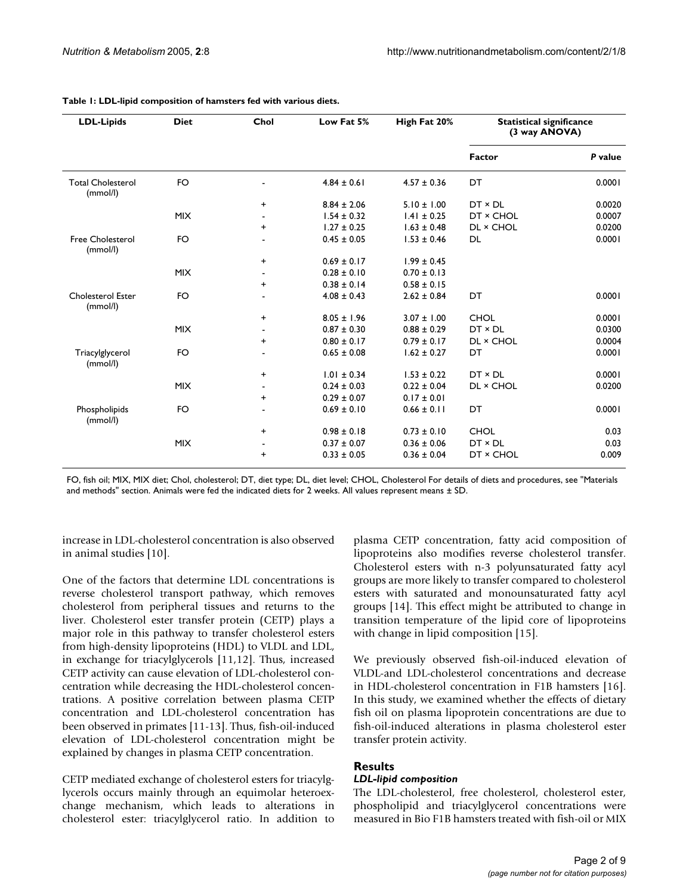**Table 1: LDL-lipid composition of hamsters fed with various diets.**

| LDL-Lipids | Diet | Chol | Low Fat 5% | High Fat 20% | Statistical significance (3 way ANOVA) | |
|---|---|---|---|---|---|---|
| | | | | | **Factor** | ***P* value** |
| Total Cholesterol (mmol/l) | FO | - | 4.84 ± 0.61 | 4.57 ± 0.36 | DT | 0.0001 |
| | | + | 8.84 ± 2.06 | 5.10 ± 1.00 | DT × DL | 0.0020 |
| | MIX | - | 1.54 ± 0.32 | 1.41 ± 0.25 | DT × CHOL | 0.0007 |
| | | + | 1.27 ± 0.25 | 1.63 ± 0.48 | DL × CHOL | 0.0200 |
| Free Cholesterol (mmol/l) | FO | - | 0.45 ± 0.05 | 1.53 ± 0.46 | DL | 0.0001 |
| | | + | 0.69 ± 0.17 | 1.99 ± 0.45 | | |
| | MIX | - | 0.28 ± 0.10 | 0.70 ± 0.13 | | |
| | | + | 0.38 ± 0.14 | 0.58 ± 0.15 | | |
| Cholesterol Ester (mmol/l) | FO | - | 4.08 ± 0.43 | 2.62 ± 0.84 | DT | 0.0001 |
| | | + | 8.05 ± 1.96 | 3.07 ± 1.00 | CHOL | 0.0001 |
| | MIX | - | 0.87 ± 0.30 | 0.88 ± 0.29 | DT × DL | 0.0300 |
| | | + | 0.80 ± 0.17 | 0.79 ± 0.17 | DL × CHOL | 0.0004 |
| Triacylglycerol (mmol/l) | FO | - | 0.65 ± 0.08 | 1.62 ± 0.27 | DT | 0.0001 |
| | | + | 1.01 ± 0.34 | 1.53 ± 0.22 | DT × DL | 0.0001 |
| | MIX | - | 0.24 ± 0.03 | 0.22 ± 0.04 | DL × CHOL | 0.0200 |
| | | + | 0.29 ± 0.07 | 0.17 ± 0.01 | | |
| Phospholipids (mmol/l) | FO | - | 0.69 ± 0.10 | 0.66 ± 0.11 | DT | 0.0001 |
| | | + | 0.98 ± 0.18 | 0.73 ± 0.10 | CHOL | 0.03 |
| | MIX | - | 0.37 ± 0.07 | 0.36 ± 0.06 | DT × DL | 0.03 |
| | | + | 0.33 ± 0.05 | 0.36 ± 0.04 | DT × CHOL | 0.009 |

FO, fish oil; MIX, MIX diet; Chol, cholesterol; DT, diet type; DL, diet level; CHOL, Cholesterol For details of diets and procedures, see "Materials and methods" section. Animals were fed the indicated diets for 2 weeks. All values represent means ± SD.

increase in LDL-cholesterol concentration is also observed in animal studies [10].

One of the factors that determine LDL concentrations is reverse cholesterol transport pathway, which removes cholesterol from peripheral tissues and returns to the liver. Cholesterol ester transfer protein (CETP) plays a major role in this pathway to transfer cholesterol esters from high-density lipoproteins (HDL) to VLDL and LDL, in exchange for triacylglycerols [11,12]. Thus, increased CETP activity can cause elevation of LDL-cholesterol concentration while decreasing the HDL-cholesterol concentrations. A positive correlation between plasma CETP concentration and LDL-cholesterol concentration has been observed in primates [11-13]. Thus, fish-oil-induced elevation of LDL-cholesterol concentration might be explained by changes in plasma CETP concentration.

CETP mediated exchange of cholesterol esters for triacylglycerols occurs mainly through an equimolar heteroexchange mechanism, which leads to alterations in cholesterol ester: triacylglycerol ratio. In addition to plasma CETP concentration, fatty acid composition of lipoproteins also modifies reverse cholesterol transfer. Cholesterol esters with n-3 polyunsaturated fatty acyl groups are more likely to transfer compared to cholesterol esters with saturated and monounsaturated fatty acyl groups [14]. This effect might be attributed to change in transition temperature of the lipid core of lipoproteins with change in lipid composition [15].

We previously observed fish-oil-induced elevation of VLDL-and LDL-cholesterol concentrations and decrease in HDL-cholesterol concentration in F1B hamsters [16]. In this study, we examined whether the effects of dietary fish oil on plasma lipoprotein concentrations are due to fish-oil-induced alterations in plasma cholesterol ester transfer protein activity.

## Results

### *LDL-lipid composition*

The LDL-cholesterol, free cholesterol, cholesterol ester, phospholipid and triacylglycerol concentrations were measured in Bio F1B hamsters treated with fish-oil or MIX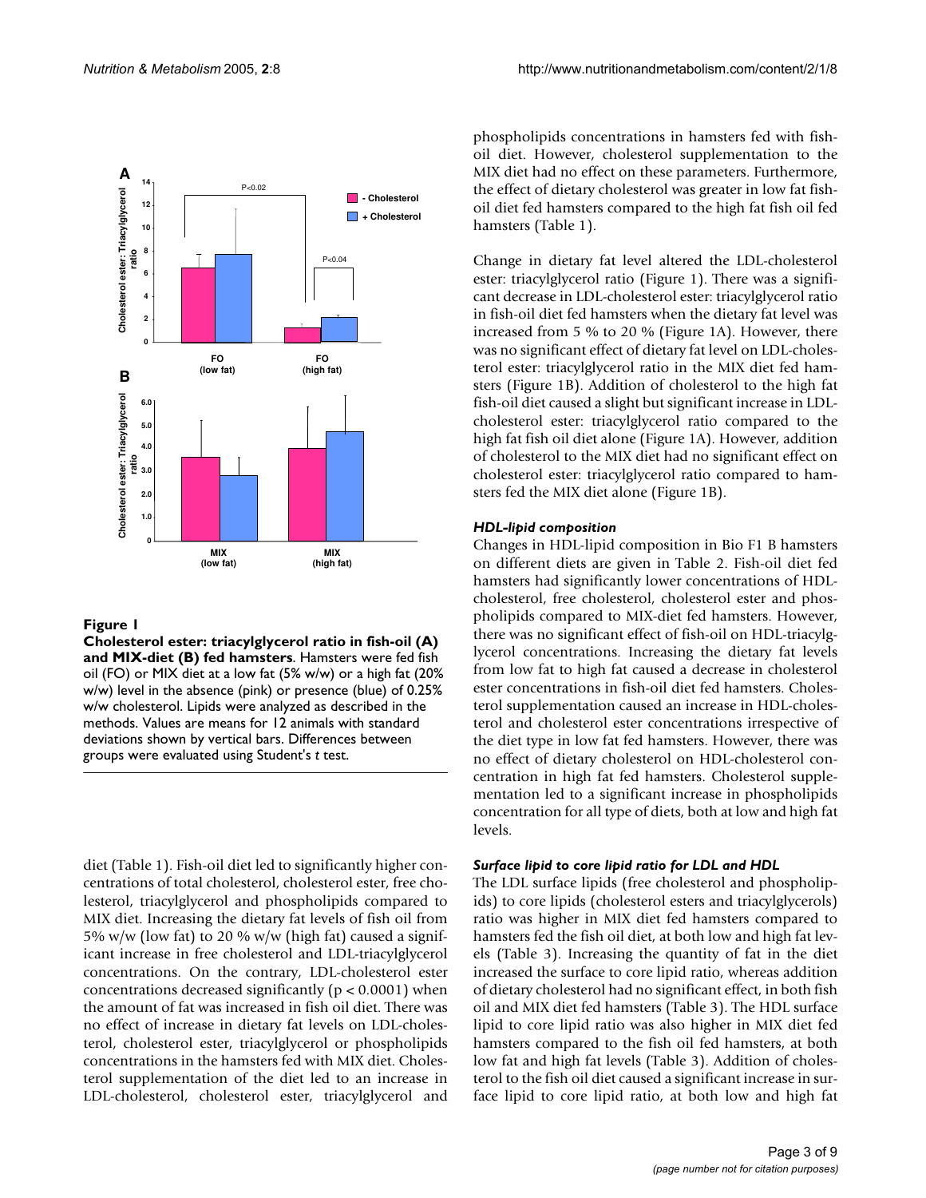**Figure 1**

**Cholesterol ester: triacylglycerol ratio in fish-oil (A) and MIX-diet (B) fed hamsters**. Hamsters were fed fish oil (FO) or MIX diet at a low fat (5% w/w) or a high fat (20% w/w) level in the absence (pink) or presence (blue) of 0.25% w/w cholesterol. Lipids were analyzed as described in the methods. Values are means for 12 animals with standard deviations shown by vertical bars. Differences between groups were evaluated using Student's *t* test.

diet (Table 1). Fish-oil diet led to significantly higher concentrations of total cholesterol, cholesterol ester, free cholesterol, triacylglycerol and phospholipids compared to MIX diet. Increasing the dietary fat levels of fish oil from 5% w/w (low fat) to 20 % w/w (high fat) caused a significant increase in free cholesterol and LDL-triacylglycerol concentrations. On the contrary, LDL-cholesterol ester concentrations decreased significantly ($p < 0.0001$) when the amount of fat was increased in fish oil diet. There was no effect of increase in dietary fat levels on LDL-cholesterol, cholesterol ester, triacylglycerol or phospholipids concentrations in the hamsters fed with MIX diet. Cholesterol supplementation of the diet led to an increase in LDL-cholesterol, cholesterol ester, triacylglycerol and phospholipids concentrations in hamsters fed with fish-oil diet. However, cholesterol supplementation to the MIX diet had no effect on these parameters. Furthermore, the effect of dietary cholesterol was greater in low fat fish-oil diet fed hamsters compared to the high fat fish oil fed hamsters (Table 1).

Change in dietary fat level altered the LDL-cholesterol ester: triacylglycerol ratio (Figure 1). There was a significant decrease in LDL-cholesterol ester: triacylglycerol ratio in fish-oil diet fed hamsters when the dietary fat level was increased from 5 % to 20 % (Figure 1A). However, there was no significant effect of dietary fat level on LDL-cholesterol ester: triacylglycerol ratio in the MIX diet fed hamsters (Figure 1B). Addition of cholesterol to the high fat fish-oil diet caused a slight but significant increase in LDL-cholesterol ester: triacylglycerol ratio compared to the high fat fish oil diet alone (Figure 1A). However, addition of cholesterol to the MIX diet had no significant effect on cholesterol ester: triacylglycerol ratio compared to hamsters fed the MIX diet alone (Figure 1B).

#### *HDL-lipid composition*

Changes in HDL-lipid composition in Bio F1 B hamsters on different diets are given in Table 2. Fish-oil diet fed hamsters had significantly lower concentrations of HDL-cholesterol, free cholesterol, cholesterol ester and phospholipids compared to MIX-diet fed hamsters. However, there was no significant effect of fish-oil on HDL-triacylglycerol concentrations. Increasing the dietary fat levels from low fat to high fat caused a decrease in cholesterol ester concentrations in fish-oil diet fed hamsters. Cholesterol supplementation caused an increase in HDL-cholesterol and cholesterol ester concentrations irrespective of the diet type in low fat fed hamsters. However, there was no effect of dietary cholesterol on HDL-cholesterol concentration in high fat fed hamsters. Cholesterol supplementation led to a significant increase in phospholipids concentration for all type of diets, both at low and high fat levels.

#### *Surface lipid to core lipid ratio for LDL and HDL*

The LDL surface lipids (free cholesterol and phospholipids) to core lipids (cholesterol esters and triacylglycerols) ratio was higher in MIX diet fed hamsters compared to hamsters fed the fish oil diet, at both low and high fat levels (Table 3). Increasing the quantity of fat in the diet increased the surface to core lipid ratio, whereas addition of dietary cholesterol had no significant effect, in both fish oil and MIX diet fed hamsters (Table 3). The HDL surface lipid to core lipid ratio was also higher in MIX diet fed hamsters compared to the fish oil fed hamsters, at both low fat and high fat levels (Table 3). Addition of cholesterol to the fish oil diet caused a significant increase in surface lipid to core lipid ratio, at both low and high fat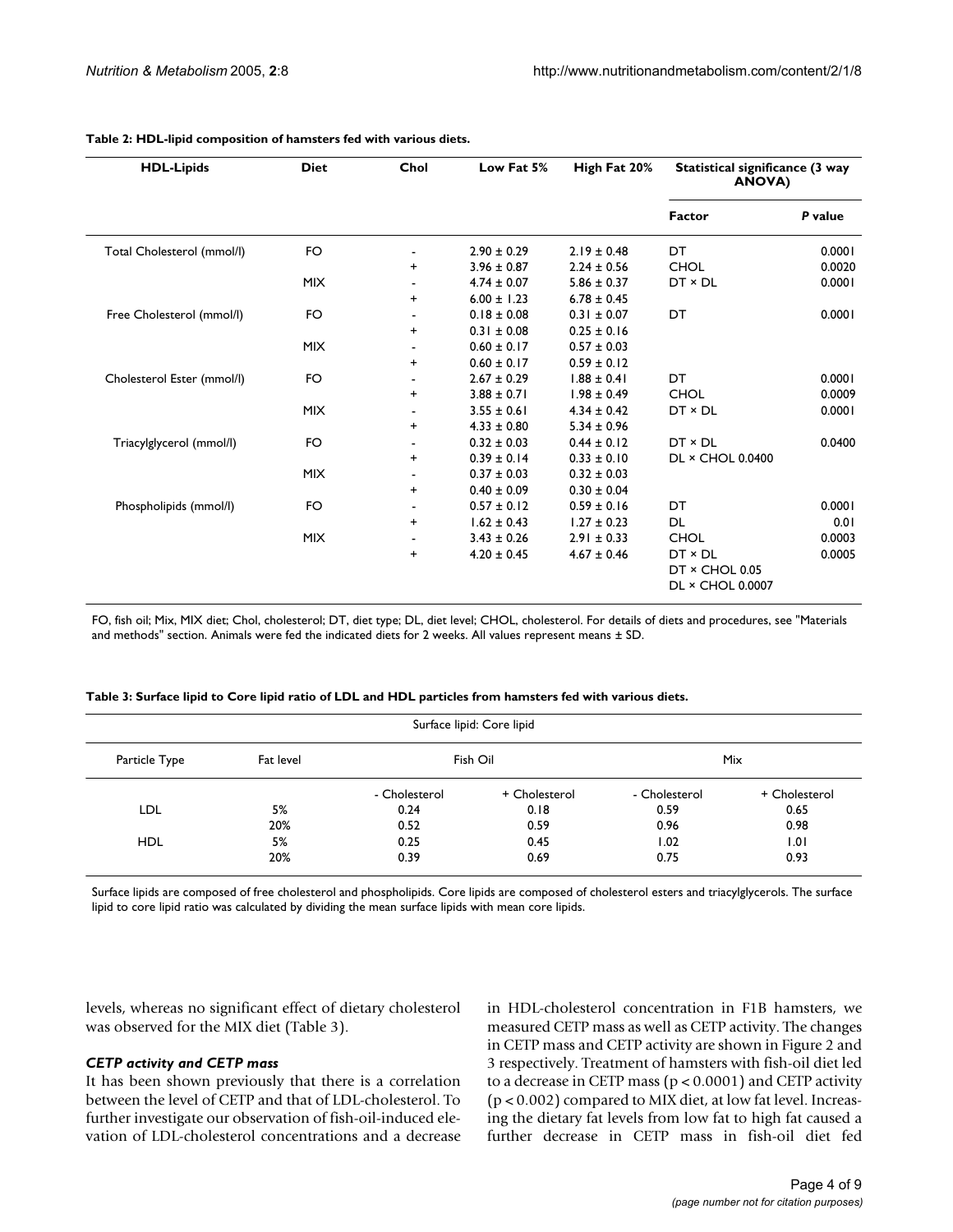**Table 2: HDL-lipid composition of hamsters fed with various diets.**

| HDL-Lipids | Diet | Chol | Low Fat 5% | High Fat 20% | Statistical significance (3 way ANOVA) | |
|---|---|---|---|---|---|---|
| | | | | | Factor | P value |
| Total Cholesterol (mmol/l) | FO | - | 2.90 ± 0.29 | 2.19 ± 0.48 | DT | 0.0001 |
| | | + | 3.96 ± 0.87 | 2.24 ± 0.56 | CHOL | 0.0020 |
| | MIX | - | 4.74 ± 0.07 | 5.86 ± 0.37 | DT × DL | 0.0001 |
| | | + | 6.00 ± 1.23 | 6.78 ± 0.45 | | |
| Free Cholesterol (mmol/l) | FO | - | 0.18 ± 0.08 | 0.31 ± 0.07 | DT | 0.0001 |
| | | + | 0.31 ± 0.08 | 0.25 ± 0.16 | | |
| | MIX | - | 0.60 ± 0.17 | 0.57 ± 0.03 | | |
| | | + | 0.60 ± 0.17 | 0.59 ± 0.12 | | |
| Cholesterol Ester (mmol/l) | FO | - | 2.67 ± 0.29 | 1.88 ± 0.41 | DT | 0.0001 |
| | | + | 3.88 ± 0.71 | 1.98 ± 0.49 | CHOL | 0.0009 |
| | MIX | - | 3.55 ± 0.61 | 4.34 ± 0.42 | DT × DL | 0.0001 |
| | | + | 4.33 ± 0.80 | 5.34 ± 0.96 | | |
| Triacylglycerol (mmol/l) | FO | - | 0.32 ± 0.03 | 0.44 ± 0.12 | DT × DL | 0.0400 |
| | | + | 0.39 ± 0.14 | 0.33 ± 0.10 | DL × CHOL 0.0400 | |
| | MIX | - | 0.37 ± 0.03 | 0.32 ± 0.03 | | |
| | | + | 0.40 ± 0.09 | 0.30 ± 0.04 | | |
| Phospholipids (mmol/l) | FO | - | 0.57 ± 0.12 | 0.59 ± 0.16 | DT | 0.0001 |
| | | + | 1.62 ± 0.43 | 1.27 ± 0.23 | DL | 0.01 |
| | MIX | - | 3.43 ± 0.26 | 2.91 ± 0.33 | CHOL | 0.0003 |
| | | + | 4.20 ± 0.45 | 4.67 ± 0.46 | DT × DL | 0.0005 |
| | | | | | DT × CHOL 0.05 | |
| | | | | | DL × CHOL 0.0007 | |

FO, fish oil; Mix, MIX diet; Chol, cholesterol; DT, diet type; DL, diet level; CHOL, cholesterol. For details of diets and procedures, see "Materials and methods" section. Animals were fed the indicated diets for 2 weeks. All values represent means ± SD.

**Table 3: Surface lipid to Core lipid ratio of LDL and HDL particles from hamsters fed with various diets.**

| Surface lipid: Core lipid | | | | | |
|---|---|---|---|---|---|
| Particle Type | Fat level | Fish Oil | | Mix | |
| | | - Cholesterol | + Cholesterol | - Cholesterol | + Cholesterol |
| LDL | 5% | 0.24 | 0.18 | 0.59 | 0.65 |
| | 20% | 0.52 | 0.59 | 0.96 | 0.98 |
| HDL | 5% | 0.25 | 0.45 | 1.02 | 1.01 |
| | 20% | 0.39 | 0.69 | 0.75 | 0.93 |

Surface lipids are composed of free cholesterol and phospholipids. Core lipids are composed of cholesterol esters and triacylglycerols. The surface lipid to core lipid ratio was calculated by dividing the mean surface lipids with mean core lipids.

levels, whereas no significant effect of dietary cholesterol was observed for the MIX diet (Table 3).

### *CETP activity and CETP mass*

It has been shown previously that there is a correlation between the level of CETP and that of LDL-cholesterol. To further investigate our observation of fish-oil-induced elevation of LDL-cholesterol concentrations and a decrease in HDL-cholesterol concentration in F1B hamsters, we measured CETP mass as well as CETP activity. The changes in CETP mass and CETP activity are shown in Figure 2 and 3 respectively. Treatment of hamsters with fish-oil diet led to a decrease in CETP mass ($p < 0.0001$) and CETP activity ($p < 0.002$) compared to MIX diet, at low fat level. Increasing the dietary fat levels from low fat to high fat caused a further decrease in CETP mass in fish-oil diet fed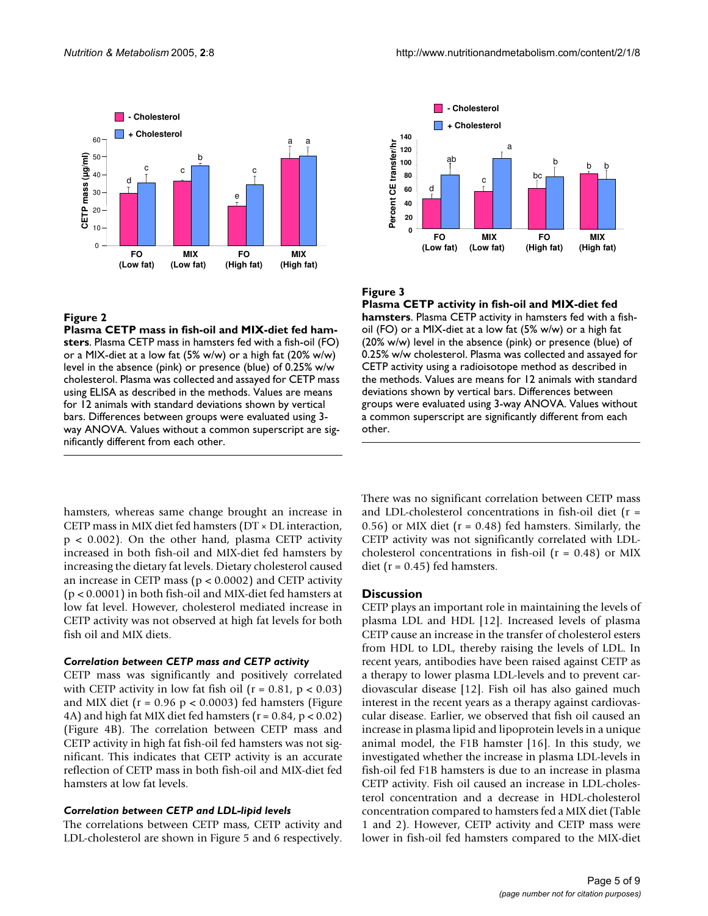**Figure 2**

**Plasma CETP mass in fish-oil and MIX-diet fed hamsters**. Plasma CETP mass in hamsters fed with a fish-oil (FO) or a MIX-diet at a low fat (5% w/w) or a high fat (20% w/w) level in the absence (pink) or presence (blue) of 0.25% w/w cholesterol. Plasma was collected and assayed for CETP mass using ELISA as described in the methods. Values are means for 12 animals with standard deviations shown by vertical bars. Differences between groups were evaluated using 3-way ANOVA. Values without a common superscript are significantly different from each other.

**Figure 3**

**Plasma CETP activity in fish-oil and MIX-diet fed hamsters**. Plasma CETP activity in hamsters fed with a fish-oil (FO) or a MIX-diet at a low fat (5% w/w) or a high fat (20% w/w) level in the absence (pink) or presence (blue) of 0.25% w/w cholesterol. Plasma was collected and assayed for CETP activity using a radioisotope method as described in the methods. Values are means for 12 animals with standard deviations shown by vertical bars. Differences between groups were evaluated using 3-way ANOVA. Values without a common superscript are significantly different from each other.

hamsters, whereas same change brought an increase in CETP mass in MIX diet fed hamsters (DT × DL interaction, $p < 0.002$). On the other hand, plasma CETP activity increased in both fish-oil and MIX-diet fed hamsters by increasing the dietary fat levels. Dietary cholesterol caused an increase in CETP mass ($p < 0.0002$) and CETP activity ($p < 0.0001$) in both fish-oil and MIX-diet fed hamsters at low fat level. However, cholesterol mediated increase in CETP activity was not observed at high fat levels for both fish oil and MIX diets.

### *Correlation between CETP mass and CETP activity*

CETP mass was significantly and positively correlated with CETP activity in low fat fish oil ($r = 0.81$, $p < 0.03$) and MIX diet ($r = 0.96$ $p < 0.0003$) fed hamsters (Figure 4A) and high fat MIX diet fed hamsters ($r = 0.84$, $p < 0.02$) (Figure 4B). The correlation between CETP mass and CETP activity in high fat fish-oil fed hamsters was not significant. This indicates that CETP activity is an accurate reflection of CETP mass in both fish-oil and MIX-diet fed hamsters at low fat levels.

### *Correlation between CETP and LDL-lipid levels*

The correlations between CETP mass, CETP activity and LDL-cholesterol are shown in Figure 5 and 6 respectively. There was no significant correlation between CETP mass and LDL-cholesterol concentrations in fish-oil diet ($r = 0.56$) or MIX diet ($r = 0.48$) fed hamsters. Similarly, the CETP activity was not significantly correlated with LDL-cholesterol concentrations in fish-oil ($r = 0.48$) or MIX diet ($r = 0.45$) fed hamsters.

## Discussion

CETP plays an important role in maintaining the levels of plasma LDL and HDL [12]. Increased levels of plasma CETP cause an increase in the transfer of cholesterol esters from HDL to LDL, thereby raising the levels of LDL. In recent years, antibodies have been raised against CETP as a therapy to lower plasma LDL-levels and to prevent cardiovascular disease [12]. Fish oil has also gained much interest in the recent years as a therapy against cardiovascular disease. Earlier, we observed that fish oil caused an increase in plasma lipid and lipoprotein levels in a unique animal model, the F1B hamster [16]. In this study, we investigated whether the increase in plasma LDL-levels in fish-oil fed F1B hamsters is due to an increase in plasma CETP activity. Fish oil caused an increase in LDL-cholesterol concentration and a decrease in HDL-cholesterol concentration compared to hamsters fed a MIX diet (Table 1 and 2). However, CETP activity and CETP mass were lower in fish-oil fed hamsters compared to the MIX-diet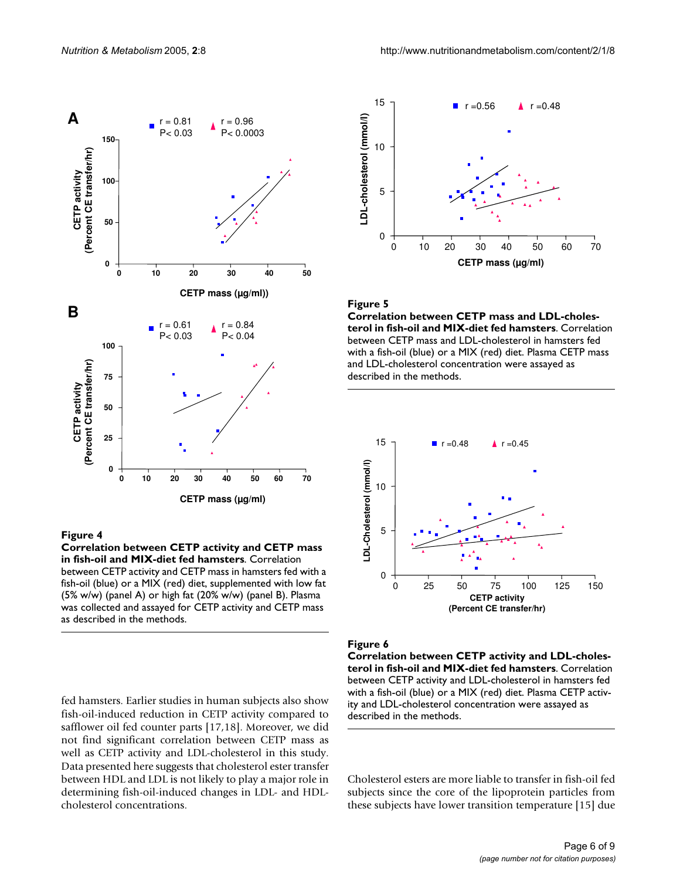**Figure 4**
**Correlation between CETP activity and CETP mass in fish-oil and MIX-diet fed hamsters**. Correlation between CETP activity and CETP mass in hamsters fed with a fish-oil (blue) or a MIX (red) diet, supplemented with low fat (5% w/w) (panel A) or high fat (20% w/w) (panel B). Plasma was collected and assayed for CETP activity and CETP mass as described in the methods.

**Figure 5**
**Correlation between CETP mass and LDL-cholesterol in fish-oil and MIX-diet fed hamsters**. Correlation between CETP mass and LDL-cholesterol in hamsters fed with a fish-oil (blue) or a MIX (red) diet. Plasma CETP mass and LDL-cholesterol concentration were assayed as described in the methods.

**Figure 6**
**Correlation between CETP activity and LDL-cholesterol in fish-oil and MIX-diet fed hamsters**. Correlation between CETP activity and LDL-cholesterol in hamsters fed with a fish-oil (blue) or a MIX (red) diet. Plasma CETP activity and LDL-cholesterol concentration were assayed as described in the methods.

fed hamsters. Earlier studies in human subjects also show fish-oil-induced reduction in CETP activity compared to safflower oil fed counter parts [17,18]. Moreover, we did not find significant correlation between CETP mass as well as CETP activity and LDL-cholesterol in this study. Data presented here suggests that cholesterol ester transfer between HDL and LDL is not likely to play a major role in determining fish-oil-induced changes in LDL- and HDL-cholesterol concentrations.

Cholesterol esters are more liable to transfer in fish-oil fed subjects since the core of the lipoprotein particles from these subjects have lower transition temperature [15] due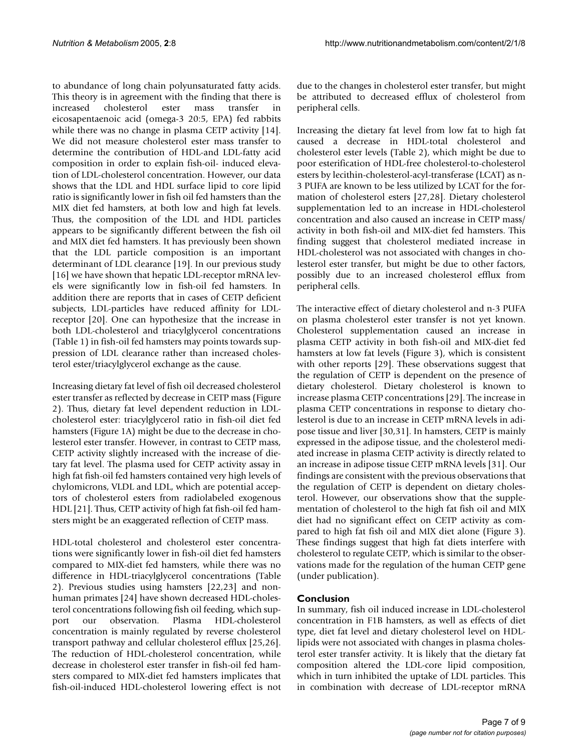to abundance of long chain polyunsaturated fatty acids. This theory is in agreement with the finding that there is increased cholesterol ester mass transfer in eicosapentaenoic acid (omega-3 20:5, EPA) fed rabbits while there was no change in plasma CETP activity [14]. We did not measure cholesterol ester mass transfer to determine the contribution of HDL-and LDL-fatty acid composition in order to explain fish-oil- induced elevation of LDL-cholesterol concentration. However, our data shows that the LDL and HDL surface lipid to core lipid ratio is significantly lower in fish oil fed hamsters than the MIX diet fed hamsters, at both low and high fat levels. Thus, the composition of the LDL and HDL particles appears to be significantly different between the fish oil and MIX diet fed hamsters. It has previously been shown that the LDL particle composition is an important determinant of LDL clearance [19]. In our previous study [16] we have shown that hepatic LDL-receptor mRNA levels were significantly low in fish-oil fed hamsters. In addition there are reports that in cases of CETP deficient subjects, LDL-particles have reduced affinity for LDL-receptor [20]. One can hypothesize that the increase in both LDL-cholesterol and triacylglycerol concentrations (Table 1) in fish-oil fed hamsters may points towards suppression of LDL clearance rather than increased cholesterol ester/triacylglycerol exchange as the cause.

Increasing dietary fat level of fish oil decreased cholesterol ester transfer as reflected by decrease in CETP mass (Figure 2). Thus, dietary fat level dependent reduction in LDL-cholesterol ester: triacylglycerol ratio in fish-oil diet fed hamsters (Figure 1A) might be due to the decrease in cholesterol ester transfer. However, in contrast to CETP mass, CETP activity slightly increased with the increase of dietary fat level. The plasma used for CETP activity assay in high fat fish-oil fed hamsters contained very high levels of chylomicrons, VLDL and LDL, which are potential acceptors of cholesterol esters from radiolabeled exogenous HDL [21]. Thus, CETP activity of high fat fish-oil fed hamsters might be an exaggerated reflection of CETP mass.

HDL-total cholesterol and cholesterol ester concentrations were significantly lower in fish-oil diet fed hamsters compared to MIX-diet fed hamsters, while there was no difference in HDL-triacylglycerol concentrations (Table 2). Previous studies using hamsters [22,23] and non-human primates [24] have shown decreased HDL-cholesterol concentrations following fish oil feeding, which support our observation. Plasma HDL-cholesterol concentration is mainly regulated by reverse cholesterol transport pathway and cellular cholesterol efflux [25,26]. The reduction of HDL-cholesterol concentration, while decrease in cholesterol ester transfer in fish-oil fed hamsters compared to MIX-diet fed hamsters implicates that fish-oil-induced HDL-cholesterol lowering effect is not due to the changes in cholesterol ester transfer, but might be attributed to decreased efflux of cholesterol from peripheral cells.

Increasing the dietary fat level from low fat to high fat caused a decrease in HDL-total cholesterol and cholesterol ester levels (Table 2), which might be due to poor esterification of HDL-free cholesterol-to-cholesterol esters by lecithin-cholesterol-acyl-transferase (LCAT) as n-3 PUFA are known to be less utilized by LCAT for the formation of cholesterol esters [27,28]. Dietary cholesterol supplementation led to an increase in HDL-cholesterol concentration and also caused an increase in CETP mass/activity in both fish-oil and MIX-diet fed hamsters. This finding suggest that cholesterol mediated increase in HDL-cholesterol was not associated with changes in cholesterol ester transfer, but might be due to other factors, possibly due to an increased cholesterol efflux from peripheral cells.

The interactive effect of dietary cholesterol and n-3 PUFA on plasma cholesterol ester transfer is not yet known. Cholesterol supplementation caused an increase in plasma CETP activity in both fish-oil and MIX-diet fed hamsters at low fat levels (Figure 3), which is consistent with other reports [29]. These observations suggest that the regulation of CETP is dependent on the presence of dietary cholesterol. Dietary cholesterol is known to increase plasma CETP concentrations [29]. The increase in plasma CETP concentrations in response to dietary cholesterol is due to an increase in CETP mRNA levels in adipose tissue and liver [30,31]. In hamsters, CETP is mainly expressed in the adipose tissue, and the cholesterol mediated increase in plasma CETP activity is directly related to an increase in adipose tissue CETP mRNA levels [31]. Our findings are consistent with the previous observations that the regulation of CETP is dependent on dietary cholesterol. However, our observations show that the supplementation of cholesterol to the high fat fish oil and MIX diet had no significant effect on CETP activity as compared to high fat fish oil and MIX diet alone (Figure 3). These findings suggest that high fat diets interfere with cholesterol to regulate CETP, which is similar to the observations made for the regulation of the human CETP gene (under publication).

## Conclusion

In summary, fish oil induced increase in LDL-cholesterol concentration in F1B hamsters, as well as effects of diet type, diet fat level and dietary cholesterol level on HDL-lipids were not associated with changes in plasma cholesterol ester transfer activity. It is likely that the dietary fat composition altered the LDL-core lipid composition, which in turn inhibited the uptake of LDL particles. This in combination with decrease of LDL-receptor mRNA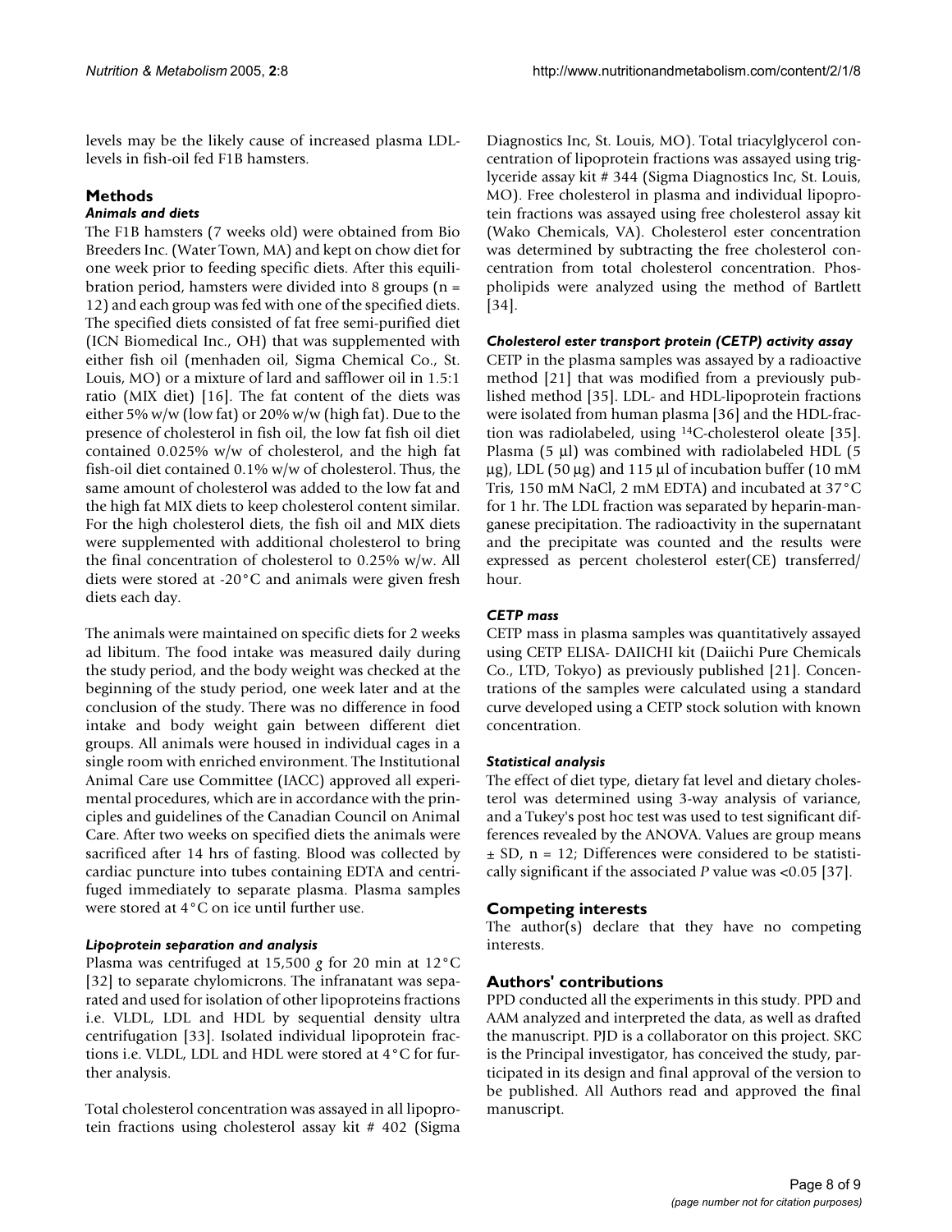levels may be the likely cause of increased plasma LDL-levels in fish-oil fed F1B hamsters.

## Methods

### *Animals and diets*

The F1B hamsters (7 weeks old) were obtained from Bio Breeders Inc. (Water Town, MA) and kept on chow diet for one week prior to feeding specific diets. After this equilibration period, hamsters were divided into 8 groups (n = 12) and each group was fed with one of the specified diets. The specified diets consisted of fat free semi-purified diet (ICN Biomedical Inc., OH) that was supplemented with either fish oil (menhaden oil, Sigma Chemical Co., St. Louis, MO) or a mixture of lard and safflower oil in 1.5:1 ratio (MIX diet) [16]. The fat content of the diets was either 5% w/w (low fat) or 20% w/w (high fat). Due to the presence of cholesterol in fish oil, the low fat fish oil diet contained 0.025% w/w of cholesterol, and the high fat fish-oil diet contained 0.1% w/w of cholesterol. Thus, the same amount of cholesterol was added to the low fat and the high fat MIX diets to keep cholesterol content similar. For the high cholesterol diets, the fish oil and MIX diets were supplemented with additional cholesterol to bring the final concentration of cholesterol to 0.25% w/w. All diets were stored at -20°C and animals were given fresh diets each day.

The animals were maintained on specific diets for 2 weeks ad libitum. The food intake was measured daily during the study period, and the body weight was checked at the beginning of the study period, one week later and at the conclusion of the study. There was no difference in food intake and body weight gain between different diet groups. All animals were housed in individual cages in a single room with enriched environment. The Institutional Animal Care use Committee (IACC) approved all experimental procedures, which are in accordance with the principles and guidelines of the Canadian Council on Animal Care. After two weeks on specified diets the animals were sacrificed after 14 hrs of fasting. Blood was collected by cardiac puncture into tubes containing EDTA and centrifuged immediately to separate plasma. Plasma samples were stored at 4°C on ice until further use.

### *Lipoprotein separation and analysis*

Plasma was centrifuged at 15,500 *g* for 20 min at 12°C [32] to separate chylomicrons. The infranatant was separated and used for isolation of other lipoproteins fractions i.e. VLDL, LDL and HDL by sequential density ultra centrifugation [33]. Isolated individual lipoprotein fractions i.e. VLDL, LDL and HDL were stored at 4°C for further analysis.

Total cholesterol concentration was assayed in all lipoprotein fractions using cholesterol assay kit # 402 (Sigma Diagnostics Inc, St. Louis, MO). Total triacylglycerol concentration of lipoprotein fractions was assayed using triglyceride assay kit # 344 (Sigma Diagnostics Inc, St. Louis, MO). Free cholesterol in plasma and individual lipoprotein fractions was assayed using free cholesterol assay kit (Wako Chemicals, VA). Cholesterol ester concentration was determined by subtracting the free cholesterol concentration from total cholesterol concentration. Phospholipids were analyzed using the method of Bartlett [34].

### *Cholesterol ester transport protein (CETP) activity assay*

CETP in the plasma samples was assayed by a radioactive method [21] that was modified from a previously published method [35]. LDL- and HDL-lipoprotein fractions were isolated from human plasma [36] and the HDL-fraction was radiolabeled, using $^{14}$C-cholesterol oleate [35]. Plasma (5 μl) was combined with radiolabeled HDL (5 μg), LDL (50 μg) and 115 μl of incubation buffer (10 mM Tris, 150 mM NaCl, 2 mM EDTA) and incubated at 37°C for 1 hr. The LDL fraction was separated by heparin-manganese precipitation. The radioactivity in the supernatant and the precipitate was counted and the results were expressed as percent cholesterol ester(CE) transferred/hour.

### *CETP mass*

CETP mass in plasma samples was quantitatively assayed using CETP ELISA- DAIICHI kit (Daiichi Pure Chemicals Co., LTD, Tokyo) as previously published [21]. Concentrations of the samples were calculated using a standard curve developed using a CETP stock solution with known concentration.

### *Statistical analysis*

The effect of diet type, dietary fat level and dietary cholesterol was determined using 3-way analysis of variance, and a Tukey's post hoc test was used to test significant differences revealed by the ANOVA. Values are group means ± SD, n = 12; Differences were considered to be statistically significant if the associated *P* value was <0.05 [37].

## Competing interests

The author(s) declare that they have no competing interests.

## Authors' contributions

PPD conducted all the experiments in this study. PPD and AAM analyzed and interpreted the data, as well as drafted the manuscript. PJD is a collaborator on this project. SKC is the Principal investigator, has conceived the study, participated in its design and final approval of the version to be published. All Authors read and approved the final manuscript.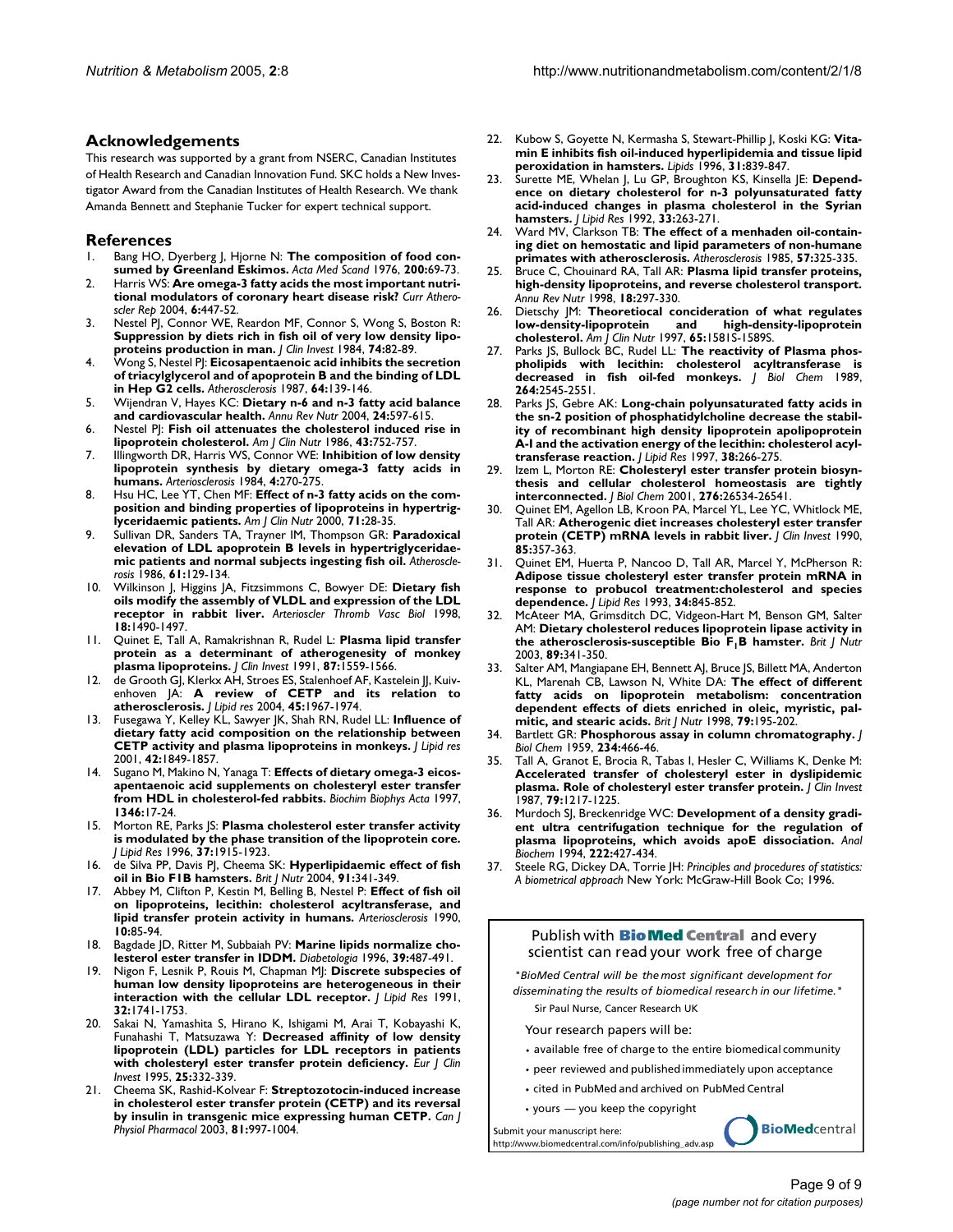## Acknowledgements

This research was supported by a grant from NSERC, Canadian Institutes of Health Research and Canadian Innovation Fund. SKC holds a New Investigator Award from the Canadian Institutes of Health Research. We thank Amanda Bennett and Stephanie Tucker for expert technical support.

## References

1. Bang HO, Dyerberg J, Hjorne N: **The composition of food consumed by Greenland Eskimos.** *Acta Med Scand* 1976, **200:**69-73.
2. Harris WS: **Are omega-3 fatty acids the most important nutritional modulators of coronary heart disease risk?** *Curr Atheroscler Rep* 2004, **6:**447-52.
3. Nestel PJ, Connor WE, Reardon MF, Connor S, Wong S, Boston R: **Suppression by diets rich in fish oil of very low density lipoproteins production in man.** *J Clin Invest* 1984, **74:**82-89.
4. Wong S, Nestel PJ: **Eicosapentaenoic acid inhibits the secretion of triacylglycerol and of apoprotein B and the binding of LDL in Hep G2 cells.** *Atherosclerosis* 1987, **64:**139-146.
5. Wijendran V, Hayes KC: **Dietary n-6 and n-3 fatty acid balance and cardiovascular health.** *Annu Rev Nutr* 2004, **24:**597-615.
6. Nestel PJ: **Fish oil attenuates the cholesterol induced rise in lipoprotein cholesterol.** *Am J Clin Nutr* 1986, **43:**752-757.
7. Illingworth DR, Harris WS, Connor WE: **Inhibition of low density lipoprotein synthesis by dietary omega-3 fatty acids in humans.** *Arteriosclerosis* 1984, **4:**270-275.
8. Hsu HC, Lee YT, Chen MF: **Effect of n-3 fatty acids on the composition and binding properties of lipoproteins in hypertriglyceridaemic patients.** *Am J Clin Nutr* 2000, **71:**28-35.
9. Sullivan DR, Sanders TA, Trayner IM, Thompson GR: **Paradoxical elevation of LDL apoprotein B levels in hypertriglyceridaemic patients and normal subjects ingesting fish oil.** *Atherosclerosis* 1986, **61:**129-134.
10. Wilkinson J, Higgins JA, Fitzsimmons C, Bowyer DE: **Dietary fish oils modify the assembly of VLDL and expression of the LDL receptor in rabbit liver.** *Arterioscler Thromb Vasc Biol* 1998, **18:**1490-1497.
11. Quinet E, Tall A, Ramakrishnan R, Rudel L: **Plasma lipid transfer protein as a determinant of atherogenecity of monkey plasma lipoproteins.** *J Clin Invest* 1991, **87:**1559-1566.
12. de Grooth GJ, Klerkx AH, Stroes ES, Stalenhoef AF, Kastelein JJ, Kuivenhoven JA: **A review of CETP and its relation to atherosclerosis.** *J Lipid res* 2004, **45:**1967-1974.
13. Fusegawa Y, Kelley KL, Sawyer JK, Shah RN, Rudel LL: **Influence of dietary fatty acid composition on the relationship between CETP activity and plasma lipoproteins in monkeys.** *J Lipid res* 2001, **42:**1849-1857.
14. Sugano M, Makino N, Yanaga T: **Effects of dietary omega-3 eicosapentaenoic acid supplements on cholesteryl ester transfer from HDL in cholesterol-fed rabbits.** *Biochim Biophys Acta* 1997, **1346:**17-24.
15. Morton RE, Parks JS: **Plasma cholesterol ester transfer activity is modulated by the phase transition of the lipoprotein core.** *J Lipid Res* 1996, **37:**1915-1923.
16. de Silva PP, Davis PJ, Cheema SK: **Hyperlipidaemic effect of fish oil in Bio F1B hamsters.** *Brit J Nutr* 2004, **91:**341-349.
17. Abbey M, Clifton P, Kestin M, Belling B, Nestel P: **Effect of fish oil on lipoproteins, lecithin: cholesterol acyltransferase, and lipid transfer protein activity in humans.** *Arteriosclerosis* 1990, **10:**85-94.
18. Bagdade JD, Ritter M, Subbaiah PV: **Marine lipids normalize cholesterol ester transfer in IDDM.** *Diabetologia* 1996, **39:**487-491.
19. Nigon F, Lesnik P, Rouis M, Chapman MJ: **Discrete subspecies of human low density lipoproteins are heterogeneous in their interaction with the cellular LDL receptor.** *J Lipid Res* 1991, **32:**1741-1753.
20. Sakai N, Yamashita S, Hirano K, Ishigami M, Arai T, Kobayashi K, Funahashi T, Matsuzawa Y: **Decreased affinity of low density lipoprotein (LDL) particles for LDL receptors in patients with cholesteryl ester transfer protein deficiency.** *Eur J Clin Invest* 1995, **25:**332-339.
21. Cheema SK, Rashid-Kolvear F: **Streptozotocin-induced increase in cholesterol ester transfer protein (CETP) and its reversal by insulin in transgenic mice expressing human CETP.** *Can J Physiol Pharmacol* 2003, **81:**997-1004.
22. Kubow S, Goyette N, Kermasha S, Stewart-Phillip J, Koski KG: **Vitamin E inhibits fish oil-induced hyperlipidemia and tissue lipid peroxidation in hamsters.** *Lipids* 1996, **31:**839-847.
23. Surette ME, Whelan J, Lu GP, Broughton KS, Kinsella JE: **Dependence on dietary cholesterol for n-3 polyunsaturated fatty acid-induced changes in plasma cholesterol in the Syrian hamsters.** *J Lipid Res* 1992, **33:**263-271.
24. Ward MV, Clarkson TB: **The effect of a menhaden oil-containing diet on hemostatic and lipid parameters of non-humane primates with atherosclerosis.** *Atherosclerosis* 1985, **57:**325-335.
25. Bruce C, Chouinard RA, Tall AR: **Plasma lipid transfer proteins, high-density lipoproteins, and reverse cholesterol transport.** *Annu Rev Nutr* 1998, **18:**297-330.
26. Dietschy JM: **Theoretiocal concideration of what regulates low-density-lipoprotein and high-density-lipoprotein cholesterol.** *Am J Clin Nutr* 1997, **65:**1581S-1589S.
27. Parks JS, Bullock BC, Rudel LL: **The reactivity of Plasma phospholipids with lecithin: cholesterol acyltransferase is decreased in fish oil-fed monkeys.** *J Biol Chem* 1989, **264:**2545-2551.
28. Parks JS, Gebre AK: **Long-chain polyunsaturated fatty acids in the sn-2 position of phosphatidylcholine decrease the stability of recombinant high density lipoprotein apolipoprotein A-I and the activation energy of the lecithin: cholesterol acyltransferase reaction.** *J Lipid Res* 1997, **38:**266-275.
29. Izem L, Morton RE: **Cholesteryl ester transfer protein biosynthesis and cellular cholesterol homeostasis are tightly interconnected.** *J Biol Chem* 2001, **276:**26534-26541.
30. Quinet EM, Agellon LB, Kroon PA, Marcel YL, Lee YC, Whitlock ME, Tall AR: **Atherogenic diet increases cholesteryl ester transfer protein (CETP) mRNA levels in rabbit liver.** *J Clin Invest* 1990, **85:**357-363.
31. Quinet EM, Huerta P, Nancoo D, Tall AR, Marcel Y, McPherson R: **Adipose tissue cholesteryl ester transfer protein mRNA in response to probucol treatment:cholesterol and species dependence.** *J Lipid Res* 1993, **34:**845-852.
32. McAteer MA, Grimsditch DC, Vidgeon-Hart M, Benson GM, Salter AM: **Dietary cholesterol reduces lipoprotein lipase activity in the atherosclerosis-susceptible Bio $F_1B$ hamster.** *Brit J Nutr* 2003, **89:**341-350.
33. Salter AM, Mangiapane EH, Bennett AJ, Bruce JS, Billett MA, Anderton KL, Marenah CB, Lawson N, White DA: **The effect of different fatty acids on lipoprotein metabolism: concentration dependent effects of diets enriched in oleic, myristic, palmitic, and stearic acids.** *Brit J Nutr* 1998, **79:**195-202.
34. Bartlett GR: **Phosphorous assay in column chromatography.** *J Biol Chem* 1959, **234:**466-46.
35. Tall A, Granot E, Brocia R, Tabas I, Hesler C, Williams K, Denke M: **Accelerated transfer of cholesteryl ester in dyslipidemic plasma. Role of cholesteryl ester transfer protein.** *J Clin Invest* 1987, **79:**1217-1225.
36. Murdoch SJ, Breckenridge WC: **Development of a density gradient ultra centrifugation technique for the regulation of plasma lipoproteins, which avoids apoE dissociation.** *Anal Biochem* 1994, **222:**427-434.
37. Steele RG, Dickey DA, Torrie JH: *Principles and procedures of statistics: A biometrical approach* New York: McGraw-Hill Book Co; 1996.

Publish with **BioMed Central** and every scientist can read your work free of charge

*"BioMed Central will be the most significant development for disseminating the results of biomedical research in our lifetime."*
Sir Paul Nurse, Cancer Research UK

Your research papers will be:

- available free of charge to the entire biomedical community
- peer reviewed and published immediately upon acceptance
- cited in PubMed and archived on PubMed Central
- yours — you keep the copyright

Submit your manuscript here:
http://www.biomedcentral.com/info/publishing_adv.asp